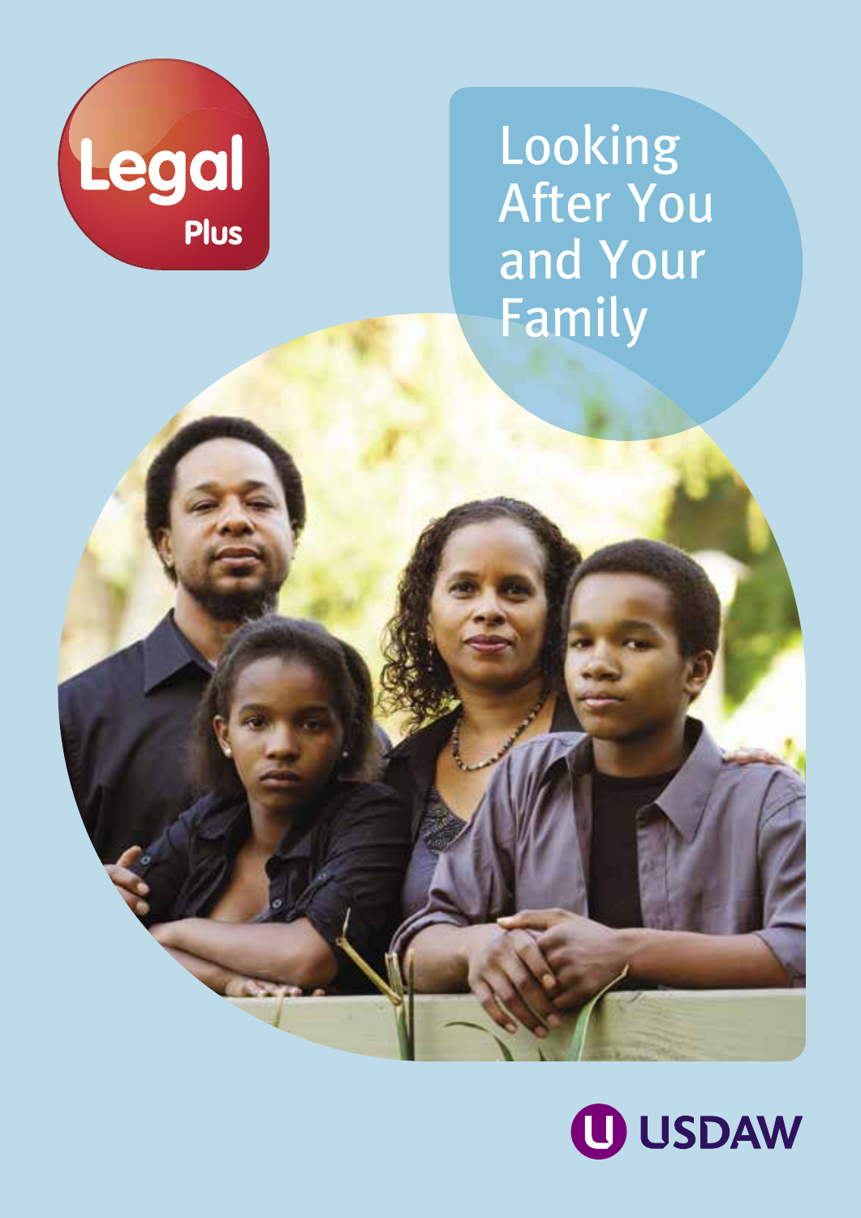Legal Plus

# Looking After You and Your Family

USDAW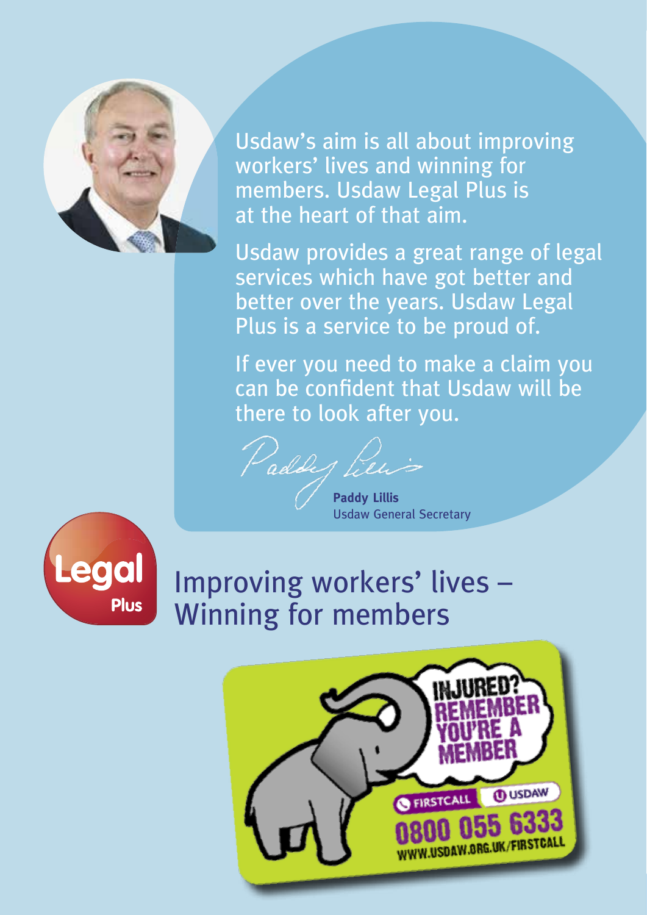Usdaw's aim is all about improving workers' lives and winning for members. Usdaw Legal Plus is at the heart of that aim.

Usdaw provides a great range of legal services which have got better and better over the years. Usdaw Legal Plus is a service to be proud of.

If ever you need to make a claim you can be confident that Usdaw will be there to look after you.

**Paddy Lillis**
Usdaw General Secretary

Legal Plus

## Improving workers' lives – Winning for members

INJURED? REMEMBER YOU'RE A MEMBER

FIRSTCALL USDAW

0800 055 6333

WWW.USDAW.ORG.UK/FIRSTCALL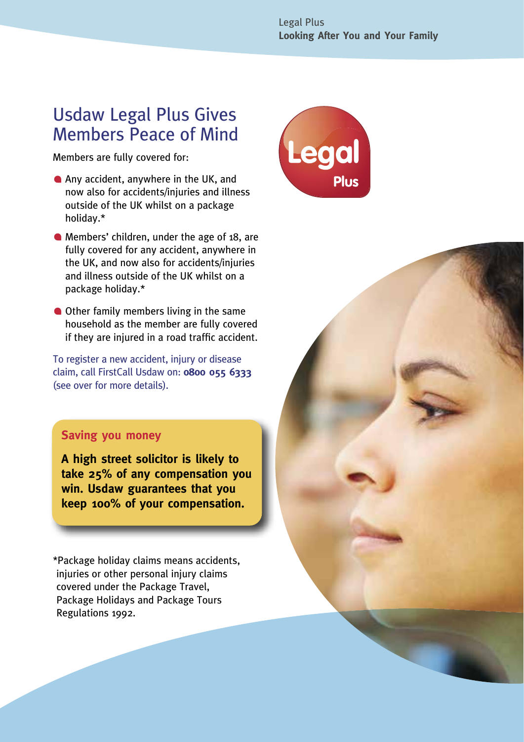# Usdaw Legal Plus Gives Members Peace of Mind

Members are fully covered for:

- Any accident, anywhere in the UK, and now also for accidents/injuries and illness outside of the UK whilst on a package holiday.*
- Members' children, under the age of 18, are fully covered for any accident, anywhere in the UK, and now also for accidents/injuries and illness outside of the UK whilst on a package holiday.*
- Other family members living in the same household as the member are fully covered if they are injured in a road traffic accident.

To register a new accident, injury or disease claim, call FirstCall Usdaw on: **0800 055 6333** (see over for more details).

## Saving you money

**A high street solicitor is likely to take 25% of any compensation you win. Usdaw guarantees that you keep 100% of your compensation.**

*Package holiday claims means accidents, injuries or other personal injury claims covered under the Package Travel, Package Holidays and Package Tours Regulations 1992.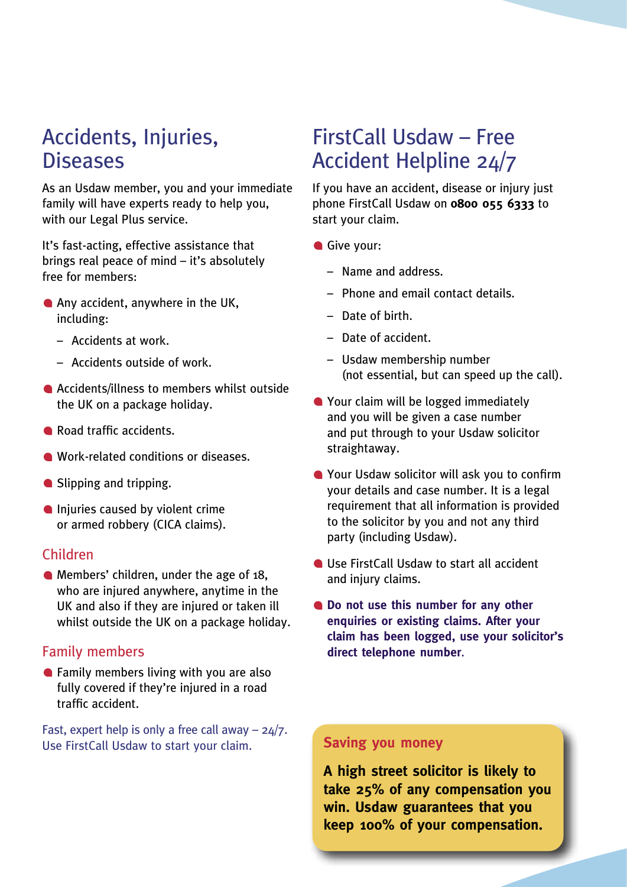## Accidents, Injuries, Diseases

As an Usdaw member, you and your immediate family will have experts ready to help you, with our Legal Plus service.

It's fast-acting, effective assistance that brings real peace of mind – it's absolutely free for members:

- Any accident, anywhere in the UK, including:
  - Accidents at work.
  - Accidents outside of work.
- Accidents/illness to members whilst outside the UK on a package holiday.
- Road traffic accidents.
- Work-related conditions or diseases.
- Slipping and tripping.
- Injuries caused by violent crime or armed robbery (CICA claims).

### Children

- Members' children, under the age of 18, who are injured anywhere, anytime in the UK and also if they are injured or taken ill whilst outside the UK on a package holiday.

### Family members

- Family members living with you are also fully covered if they're injured in a road traffic accident.

Fast, expert help is only a free call away – 24/7. Use FirstCall Usdaw to start your claim.

## FirstCall Usdaw – Free Accident Helpline 24/7

If you have an accident, disease or injury just phone FirstCall Usdaw on **0800 055 6333** to start your claim.

- Give your:
  - Name and address.
  - Phone and email contact details.
  - Date of birth.
  - Date of accident.
  - Usdaw membership number (not essential, but can speed up the call).
- Your claim will be logged immediately and you will be given a case number and put through to your Usdaw solicitor straightaway.
- Your Usdaw solicitor will ask you to confirm your details and case number. It is a legal requirement that all information is provided to the solicitor by you and not any third party (including Usdaw).
- Use FirstCall Usdaw to start all accident and injury claims.
- **Do not use this number for any other enquiries or existing claims. After your claim has been logged, use your solicitor's direct telephone number.**

### Saving you money

**A high street solicitor is likely to take 25% of any compensation you win. Usdaw guarantees that you keep 100% of your compensation.**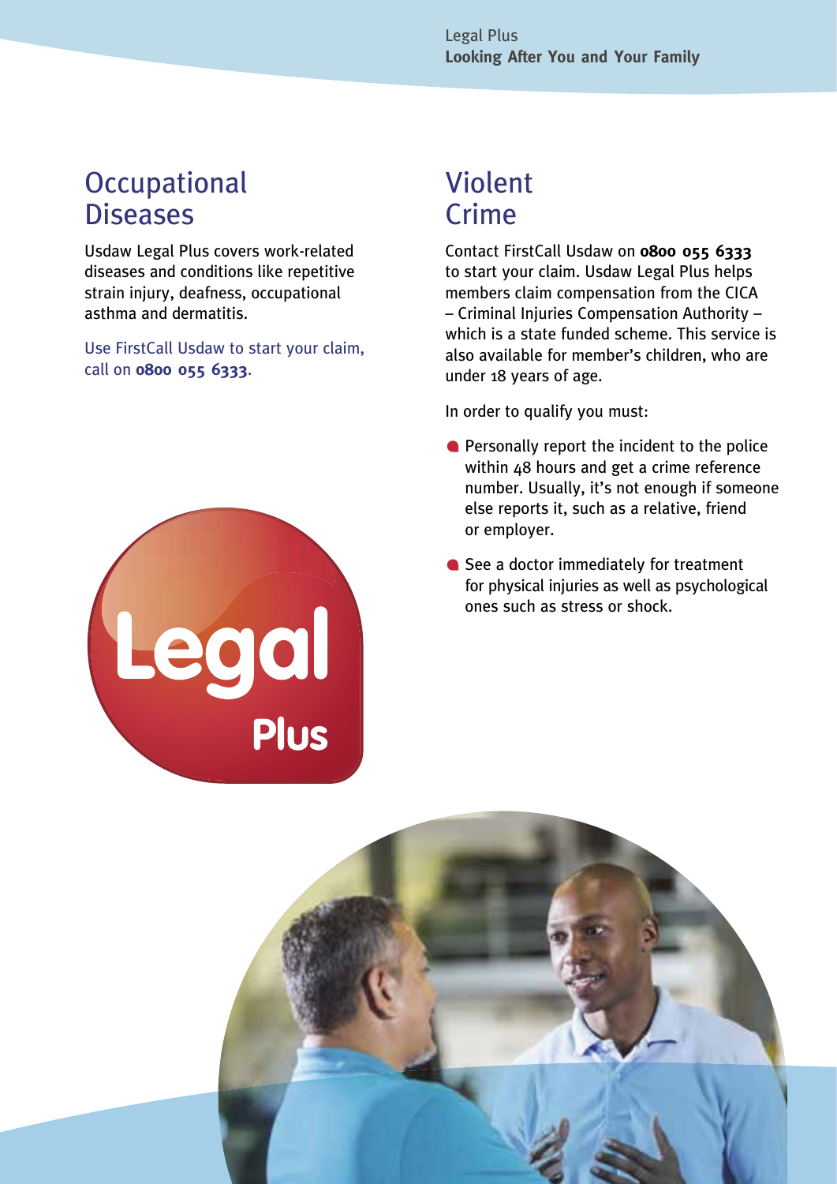## Occupational Diseases

Usdaw Legal Plus covers work-related diseases and conditions like repetitive strain injury, deafness, occupational asthma and dermatitis.

Use FirstCall Usdaw to start your claim, call on **0800 055 6333**.

## Violent Crime

Contact FirstCall Usdaw on **0800 055 6333** to start your claim. Usdaw Legal Plus helps members claim compensation from the CICA – Criminal Injuries Compensation Authority – which is a state funded scheme. This service is also available for member's children, who are under 18 years of age.

In order to qualify you must:

- Personally report the incident to the police within 48 hours and get a crime reference number. Usually, it's not enough if someone else reports it, such as a relative, friend or employer.
- See a doctor immediately for treatment for physical injuries as well as psychological ones such as stress or shock.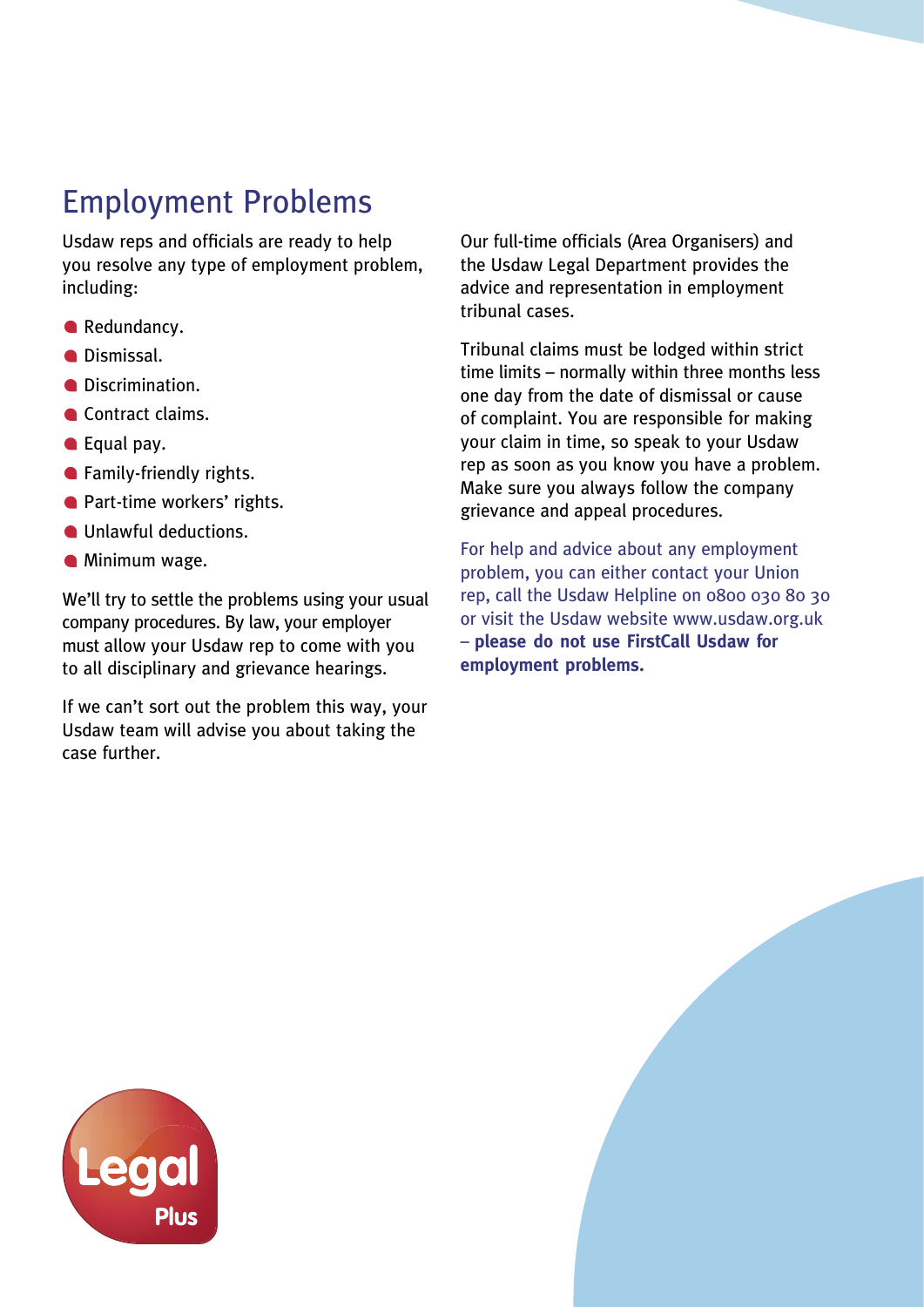# Employment Problems

Usdaw reps and officials are ready to help you resolve any type of employment problem, including:

- Redundancy.
- Dismissal.
- Discrimination.
- Contract claims.
- Equal pay.
- Family-friendly rights.
- Part-time workers' rights.
- Unlawful deductions.
- Minimum wage.

We'll try to settle the problems using your usual company procedures. By law, your employer must allow your Usdaw rep to come with you to all disciplinary and grievance hearings.

If we can't sort out the problem this way, your Usdaw team will advise you about taking the case further.

Our full-time officials (Area Organisers) and the Usdaw Legal Department provides the advice and representation in employment tribunal cases.

Tribunal claims must be lodged within strict time limits – normally within three months less one day from the date of dismissal or cause of complaint. You are responsible for making your claim in time, so speak to your Usdaw rep as soon as you know you have a problem. Make sure you always follow the company grievance and appeal procedures.

For help and advice about any employment problem, you can either contact your Union rep, call the Usdaw Helpline on 0800 030 80 30 or visit the Usdaw website www.usdaw.org.uk – **please do not use FirstCall Usdaw for employment problems.**

Legal Plus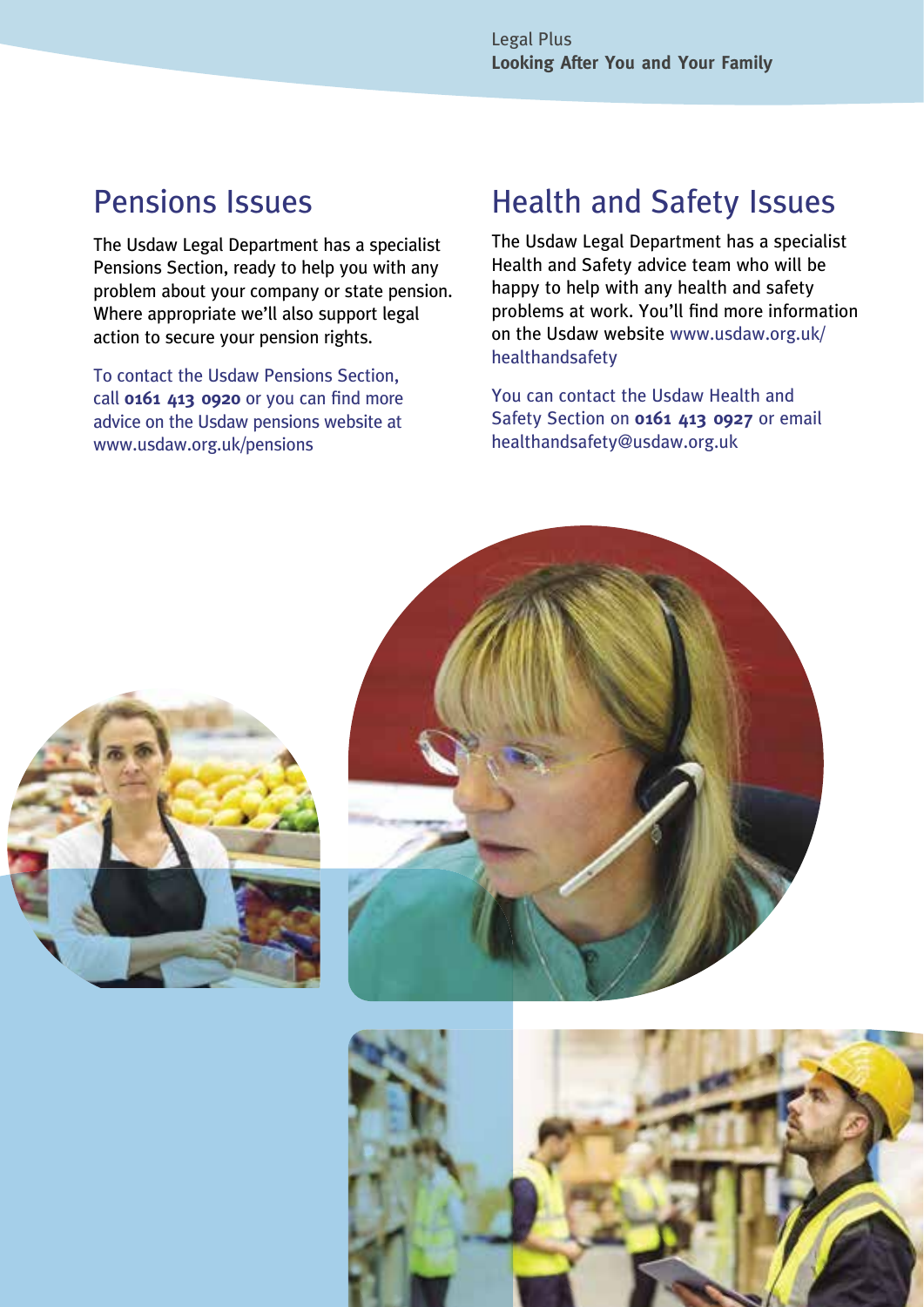## Pensions Issues

The Usdaw Legal Department has a specialist Pensions Section, ready to help you with any problem about your company or state pension. Where appropriate we'll also support legal action to secure your pension rights.

To contact the Usdaw Pensions Section, call **0161 413 0920** or you can find more advice on the Usdaw pensions website at www.usdaw.org.uk/pensions

## Health and Safety Issues

The Usdaw Legal Department has a specialist Health and Safety advice team who will be happy to help with any health and safety problems at work. You'll find more information on the Usdaw website www.usdaw.org.uk/healthandsafety

You can contact the Usdaw Health and Safety Section on **0161 413 0927** or email healthandsafety@usdaw.org.uk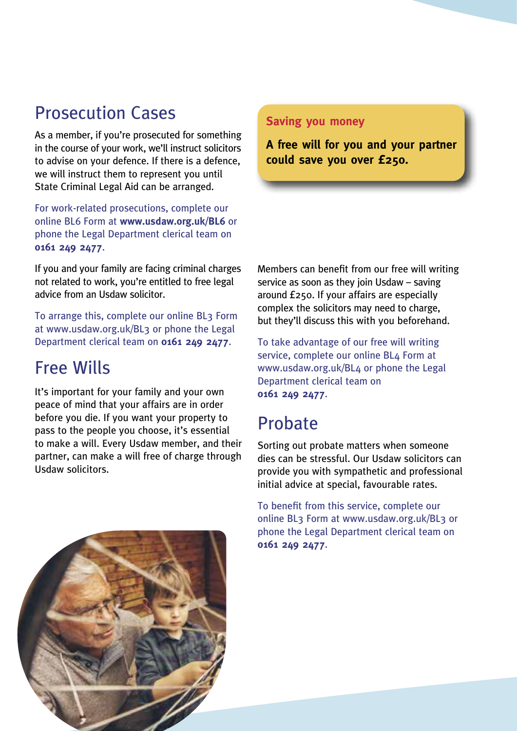## Prosecution Cases

As a member, if you're prosecuted for something in the course of your work, we'll instruct solicitors to advise on your defence. If there is a defence, we will instruct them to represent you until State Criminal Legal Aid can be arranged.

For work-related prosecutions, complete our online BL6 Form at **www.usdaw.org.uk/BL6** or phone the Legal Department clerical team on **0161 249 2477**.

If you and your family are facing criminal charges not related to work, you're entitled to free legal advice from an Usdaw solicitor.

To arrange this, complete our online BL3 Form at www.usdaw.org.uk/BL3 or phone the Legal Department clerical team on **0161 249 2477**.

## Free Wills

It's important for your family and your own peace of mind that your affairs are in order before you die. If you want your property to pass to the people you choose, it's essential to make a will. Every Usdaw member, and their partner, can make a will free of charge through Usdaw solicitors.

**Saving you money**

**A free will for you and your partner could save you over £250.**

Members can benefit from our free will writing service as soon as they join Usdaw – saving around £250. If your affairs are especially complex the solicitors may need to charge, but they'll discuss this with you beforehand.

To take advantage of our free will writing service, complete our online BL4 Form at www.usdaw.org.uk/BL4 or phone the Legal Department clerical team on **0161 249 2477**.

## Probate

Sorting out probate matters when someone dies can be stressful. Our Usdaw solicitors can provide you with sympathetic and professional initial advice at special, favourable rates.

To benefit from this service, complete our online BL3 Form at www.usdaw.org.uk/BL3 or phone the Legal Department clerical team on **0161 249 2477**.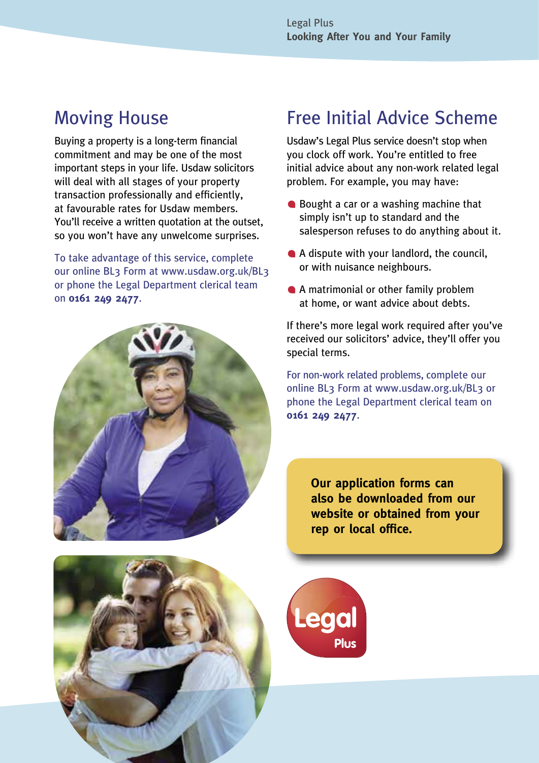## Moving House

Buying a property is a long-term financial commitment and may be one of the most important steps in your life. Usdaw solicitors will deal with all stages of your property transaction professionally and efficiently, at favourable rates for Usdaw members. You'll receive a written quotation at the outset, so you won't have any unwelcome surprises.

To take advantage of this service, complete our online BL3 Form at www.usdaw.org.uk/BL3 or phone the Legal Department clerical team on **0161 249 2477**.

## Free Initial Advice Scheme

Usdaw's Legal Plus service doesn't stop when you clock off work. You're entitled to free initial advice about any non-work related legal problem. For example, you may have:

- Bought a car or a washing machine that simply isn't up to standard and the salesperson refuses to do anything about it.
- A dispute with your landlord, the council, or with nuisance neighbours.
- A matrimonial or other family problem at home, or want advice about debts.

If there's more legal work required after you've received our solicitors' advice, they'll offer you special terms.

For non-work related problems, complete our online BL3 Form at www.usdaw.org.uk/BL3 or phone the Legal Department clerical team on **0161 249 2477**.

**Our application forms can also be downloaded from our website or obtained from your rep or local office.**

Legal Plus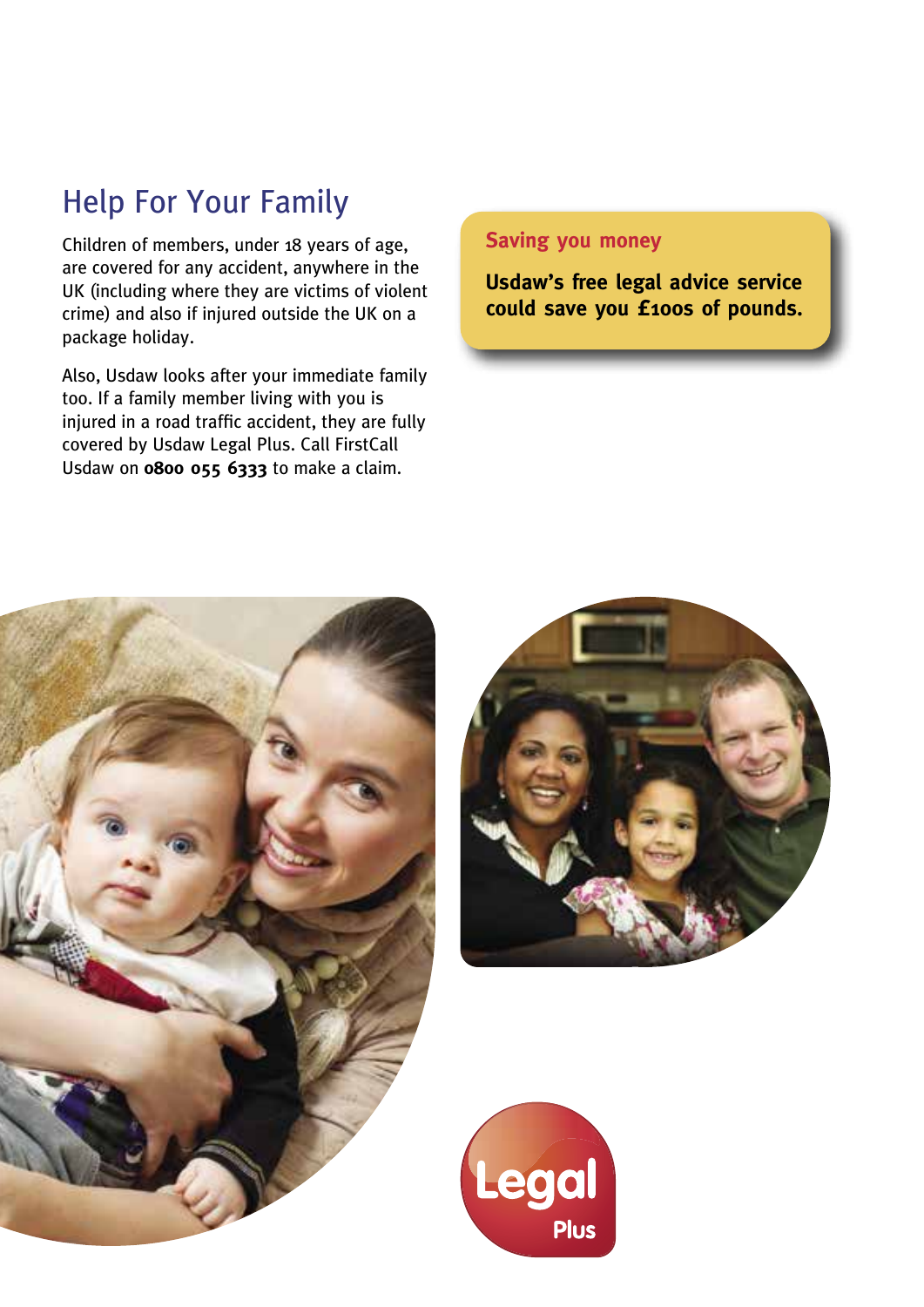## Help For Your Family

Children of members, under 18 years of age, are covered for any accident, anywhere in the UK (including where they are victims of violent crime) and also if injured outside the UK on a package holiday.

Also, Usdaw looks after your immediate family too. If a family member living with you is injured in a road traffic accident, they are fully covered by Usdaw Legal Plus. Call FirstCall Usdaw on **0800 055 6333** to make a claim.

**Saving you money**

**Usdaw's free legal advice service could save you £100s of pounds.**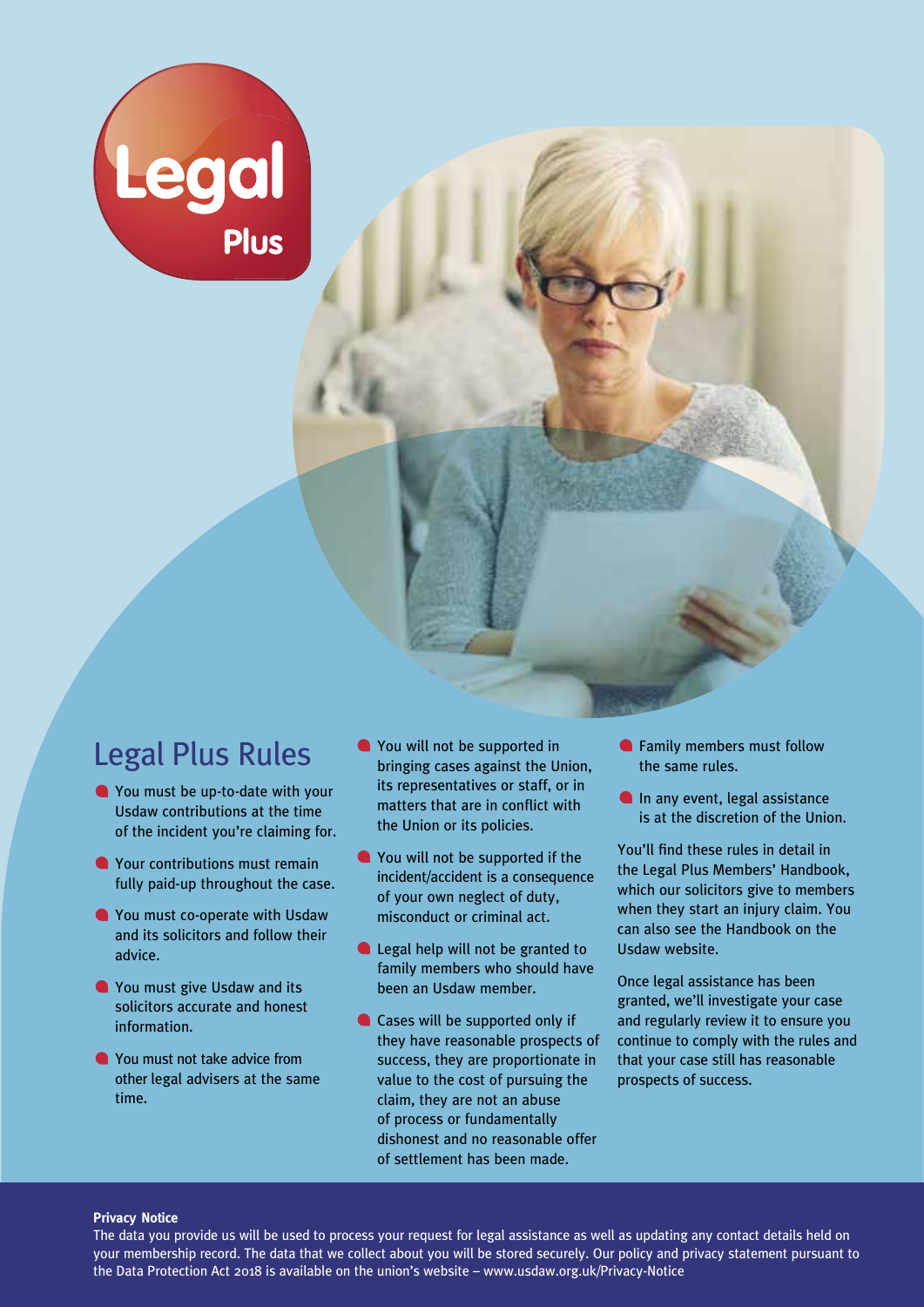Legal Plus

## Legal Plus Rules

- You must be up-to-date with your Usdaw contributions at the time of the incident you're claiming for.
- Your contributions must remain fully paid-up throughout the case.
- You must co-operate with Usdaw and its solicitors and follow their advice.
- You must give Usdaw and its solicitors accurate and honest information.
- You must not take advice from other legal advisers at the same time.
- You will not be supported in bringing cases against the Union, its representatives or staff, or in matters that are in conflict with the Union or its policies.
- You will not be supported if the incident/accident is a consequence of your own neglect of duty, misconduct or criminal act.
- Legal help will not be granted to family members who should have been an Usdaw member.
- Cases will be supported only if they have reasonable prospects of success, they are proportionate in value to the cost of pursuing the claim, they are not an abuse of process or fundamentally dishonest and no reasonable offer of settlement has been made.
- Family members must follow the same rules.
- In any event, legal assistance is at the discretion of the Union.

You'll find these rules in detail in the Legal Plus Members' Handbook, which our solicitors give to members when they start an injury claim. You can also see the Handbook on the Usdaw website.

Once legal assistance has been granted, we'll investigate your case and regularly review it to ensure you continue to comply with the rules and that your case still has reasonable prospects of success.

**Privacy Notice**

The data you provide us will be used to process your request for legal assistance as well as updating any contact details held on your membership record. The data that we collect about you will be stored securely. Our policy and privacy statement pursuant to the Data Protection Act 2018 is available on the union's website – www.usdaw.org.uk/Privacy-Notice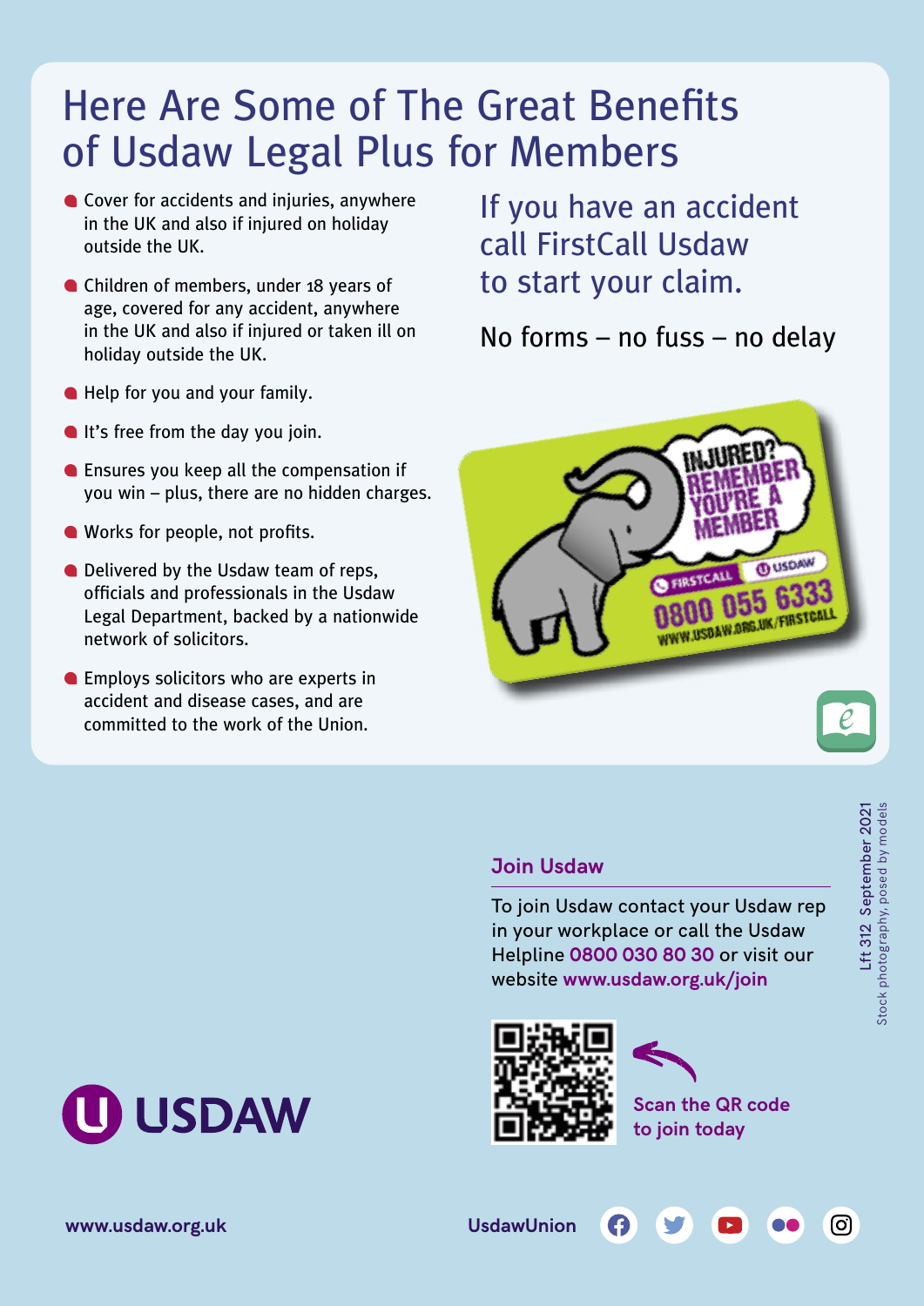# Here Are Some of The Great Benefits of Usdaw Legal Plus for Members

- Cover for accidents and injuries, anywhere in the UK and also if injured on holiday outside the UK.
- Children of members, under 18 years of age, covered for any accident, anywhere in the UK and also if injured or taken ill on holiday outside the UK.
- Help for you and your family.
- It's free from the day you join.
- Ensures you keep all the compensation if you win – plus, there are no hidden charges.
- Works for people, not profits.
- Delivered by the Usdaw team of reps, officials and professionals in the Usdaw Legal Department, backed by a nationwide network of solicitors.
- Employs solicitors who are experts in accident and disease cases, and are committed to the work of the Union.

## If you have an accident call FirstCall Usdaw to start your claim.

No forms – no fuss – no delay

INJURED? REMEMBER YOU'RE A MEMBER

FIRSTCALL USDAW

0800 055 6333

WWW.USDAW.ORG.UK/FIRSTCALL

### Join Usdaw

To join Usdaw contact your Usdaw rep in your workplace or call the Usdaw Helpline **0800 030 80 30** or visit our website **www.usdaw.org.uk/join**

Scan the QR code to join today

USDAW

Lft 312 September 2021

Stock photography, posed by models

www.usdaw.org.uk

UsdawUnion